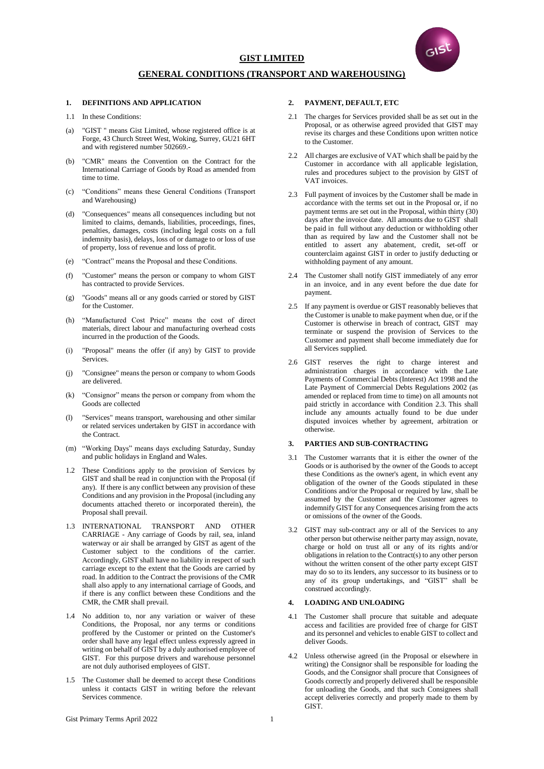# GIST LIMITED

## GENERAL CONDITIONS (TRANSPORT AND WAREHOUSING)

### 1. DEFINITIONS AND APPLICATION

1.1 In these Conditions:

(a) "GIST " means Gist Limited, whose registered office is at Forge, 43 Church Street West, Woking, Surrey, GU21 6HT and with registered number 502669.-

(b) "CMR" means the Convention on the Contract for the International Carriage of Goods by Road as amended from time to time.

(c) "Conditions" means these General Conditions (Transport and Warehousing)

(d) "Consequences" means all consequences including but not limited to claims, demands, liabilities, proceedings, fines, penalties, damages, costs (including legal costs on a full indemnity basis), delays, loss of or damage to or loss of use of property, loss of revenue and loss of profit.

(e) "Contract" means the Proposal and these Conditions.

(f) "Customer" means the person or company to whom GIST has contracted to provide Services.

(g) "Goods" means all or any goods carried or stored by GIST for the Customer.

(h) "Manufactured Cost Price" means the cost of direct materials, direct labour and manufacturing overhead costs incurred in the production of the Goods.

(i) "Proposal" means the offer (if any) by GIST to provide Services.

(j) "Consignee" means the person or company to whom Goods are delivered.

(k) "Consignor" means the person or company from whom the Goods are collected

(l) "Services" means transport, warehousing and other similar or related services undertaken by GIST in accordance with the Contract.

(m) "Working Days" means days excluding Saturday, Sunday and public holidays in England and Wales.

1.2 These Conditions apply to the provision of Services by GIST and shall be read in conjunction with the Proposal (if any). If there is any conflict between any provision of these Conditions and any provision in the Proposal (including any documents attached thereto or incorporated therein), the Proposal shall prevail.

1.3 INTERNATIONAL TRANSPORT AND OTHER CARRIAGE - Any carriage of Goods by rail, sea, inland waterway or air shall be arranged by GIST as agent of the Customer subject to the conditions of the carrier. Accordingly, GIST shall have no liability in respect of such carriage except to the extent that the Goods are carried by road. In addition to the Contract the provisions of the CMR shall also apply to any international carriage of Goods, and if there is any conflict between these Conditions and the CMR, the CMR shall prevail.

1.4 No addition to, nor any variation or waiver of these Conditions, the Proposal, nor any terms or conditions proffered by the Customer or printed on the Customer's order shall have any legal effect unless expressly agreed in writing on behalf of GIST by a duly authorised employee of GIST. For this purpose drivers and warehouse personnel are not duly authorised employees of GIST.

1.5 The Customer shall be deemed to accept these Conditions unless it contacts GIST in writing before the relevant Services commence.

### 2. PAYMENT, DEFAULT, ETC

2.1 The charges for Services provided shall be as set out in the Proposal, or as otherwise agreed provided that GIST may revise its charges and these Conditions upon written notice to the Customer.

2.2 All charges are exclusive of VAT which shall be paid by the Customer in accordance with all applicable legislation, rules and procedures subject to the provision by GIST of VAT invoices.

2.3 Full payment of invoices by the Customer shall be made in accordance with the terms set out in the Proposal or, if no payment terms are set out in the Proposal, within thirty (30) days after the invoice date. All amounts due to GIST shall be paid in full without any deduction or withholding other than as required by law and the Customer shall not be entitled to assert any abatement, credit, set-off or counterclaim against GIST in order to justify deducting or withholding payment of any amount.

2.4 The Customer shall notify GIST immediately of any error in an invoice, and in any event before the due date for payment.

2.5 If any payment is overdue or GIST reasonably believes that the Customer is unable to make payment when due, or if the Customer is otherwise in breach of contract, GIST may terminate or suspend the provision of Services to the Customer and payment shall become immediately due for all Services supplied.

2.6 GIST reserves the right to charge interest and administration charges in accordance with the Late Payments of Commercial Debts (Interest) Act 1998 and the Late Payment of Commercial Debts Regulations 2002 (as amended or replaced from time to time) on all amounts not paid strictly in accordance with Condition 2.3. This shall include any amounts actually found to be due under disputed invoices whether by agreement, arbitration or otherwise.

### 3. PARTIES AND SUB-CONTRACTING

3.1 The Customer warrants that it is either the owner of the Goods or is authorised by the owner of the Goods to accept these Conditions as the owner's agent, in which event any obligation of the owner of the Goods stipulated in these Conditions and/or the Proposal or required by law, shall be assumed by the Customer and the Customer agrees to indemnify GIST for any Consequences arising from the acts or omissions of the owner of the Goods.

3.2 GIST may sub-contract any or all of the Services to any other person but otherwise neither party may assign, novate, charge or hold on trust all or any of its rights and/or obligations in relation to the Contract(s) to any other person without the written consent of the other party except GIST may do so to its lenders, any successor to its business or to any of its group undertakings, and "GIST" shall be construed accordingly.

### 4. LOADING AND UNLOADING

4.1 The Customer shall procure that suitable and adequate access and facilities are provided free of charge for GIST and its personnel and vehicles to enable GIST to collect and deliver Goods.

4.2 Unless otherwise agreed (in the Proposal or elsewhere in writing) the Consignor shall be responsible for loading the Goods, and the Consignor shall procure that Consignees of Goods correctly and properly delivered shall be responsible for unloading the Goods, and that such Consignees shall accept deliveries correctly and properly made to them by GIST.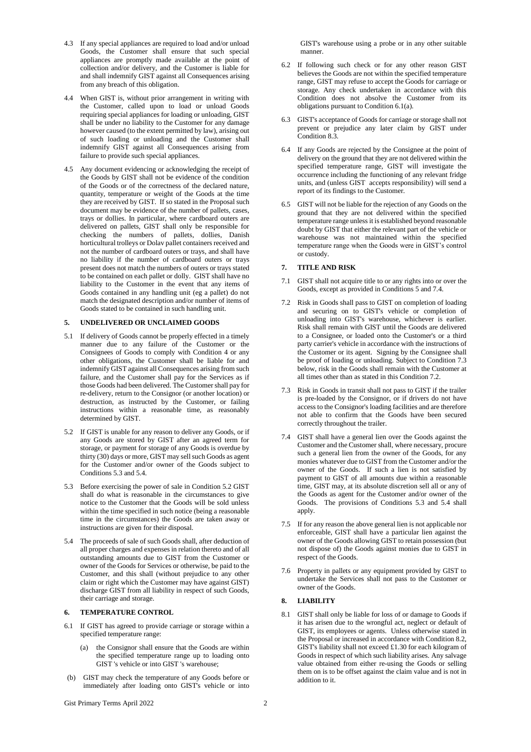4.3 If any special appliances are required to load and/or unload Goods, the Customer shall ensure that such special appliances are promptly made available at the point of collection and/or delivery, and the Customer is liable for and shall indemnify GIST against all Consequences arising from any breach of this obligation.

4.4 When GIST is, without prior arrangement in writing with the Customer, called upon to load or unload Goods requiring special appliances for loading or unloading, GIST shall be under no liability to the Customer for any damage however caused (to the extent permitted by law), arising out of such loading or unloading and the Customer shall indemnify GIST against all Consequences arising from failure to provide such special appliances.

4.5 Any document evidencing or acknowledging the receipt of the Goods by GIST shall not be evidence of the condition of the Goods or of the correctness of the declared nature, quantity, temperature or weight of the Goods at the time they are received by GIST. If so stated in the Proposal such document may be evidence of the number of pallets, cases, trays or dollies. In particular, where cardboard outers are delivered on pallets, GIST shall only be responsible for checking the numbers of pallets, dollies, Danish horticultural trolleys or Dolav pallet containers received and not the number of cardboard outers or trays, and shall have no liability if the number of cardboard outers or trays present does not match the numbers of outers or trays stated to be contained on each pallet or dolly. GIST shall have no liability to the Customer in the event that any items of Goods contained in any handling unit (eg a pallet) do not match the designated description and/or number of items of Goods stated to be contained in such handling unit.

## 5. UNDELIVERED OR UNCLAIMED GOODS

5.1 If delivery of Goods cannot be properly effected in a timely manner due to any failure of the Customer or the Consignees of Goods to comply with Condition 4 or any other obligations, the Customer shall be liable for and indemnify GIST against all Consequences arising from such failure, and the Customer shall pay for the Services as if those Goods had been delivered. The Customer shall pay for re-delivery, return to the Consignor (or another location) or destruction, as instructed by the Customer, or failing instructions within a reasonable time, as reasonably determined by GIST.

5.2 If GIST is unable for any reason to deliver any Goods, or if any Goods are stored by GIST after an agreed term for storage, or payment for storage of any Goods is overdue by thirty (30) days or more, GIST may sell such Goods as agent for the Customer and/or owner of the Goods subject to Conditions 5.3 and 5.4.

5.3 Before exercising the power of sale in Condition 5.2 GIST shall do what is reasonable in the circumstances to give notice to the Customer that the Goods will be sold unless within the time specified in such notice (being a reasonable time in the circumstances) the Goods are taken away or instructions are given for their disposal.

5.4 The proceeds of sale of such Goods shall, after deduction of all proper charges and expenses in relation thereto and of all outstanding amounts due to GIST from the Customer or owner of the Goods for Services or otherwise, be paid to the Customer, and this shall (without prejudice to any other claim or right which the Customer may have against GIST) discharge GIST from all liability in respect of such Goods, their carriage and storage.

## 6. TEMPERATURE CONTROL

6.1 If GIST has agreed to provide carriage or storage within a specified temperature range:

(a) the Consignor shall ensure that the Goods are within the specified temperature range up to loading onto GIST 's vehicle or into GIST 's warehouse;

(b) GIST may check the temperature of any Goods before or immediately after loading onto GIST's vehicle or into GIST's warehouse using a probe or in any other suitable manner.

6.2 If following such check or for any other reason GIST believes the Goods are not within the specified temperature range, GIST may refuse to accept the Goods for carriage or storage. Any check undertaken in accordance with this Condition does not absolve the Customer from its obligations pursuant to Condition 6.1(a).

6.3 GIST's acceptance of Goods for carriage or storage shall not prevent or prejudice any later claim by GIST under Condition 8.3.

6.4 If any Goods are rejected by the Consignee at the point of delivery on the ground that they are not delivered within the specified temperature range, GIST will investigate the occurrence including the functioning of any relevant fridge units, and (unless GIST accepts responsibility) will send a report of its findings to the Customer.

6.5 GIST will not be liable for the rejection of any Goods on the ground that they are not delivered within the specified temperature range unless it is established beyond reasonable doubt by GIST that either the relevant part of the vehicle or warehouse was not maintained within the specified temperature range when the Goods were in GIST's control or custody.

## 7. TITLE AND RISK

7.1 GIST shall not acquire title to or any rights into or over the Goods, except as provided in Conditions 5 and 7.4.

7.2 Risk in Goods shall pass to GIST on completion of loading and securing on to GIST's vehicle or completion of unloading into GIST's warehouse, whichever is earlier. Risk shall remain with GIST until the Goods are delivered to a Consignee, or loaded onto the Customer's or a third party carrier's vehicle in accordance with the instructions of the Customer or its agent. Signing by the Consignee shall be proof of loading or unloading. Subject to Condition 7.3 below, risk in the Goods shall remain with the Customer at all times other than as stated in this Condition 7.2.

7.3 Risk in Goods in transit shall not pass to GIST if the trailer is pre-loaded by the Consignor, or if drivers do not have access to the Consignor's loading facilities and are therefore not able to confirm that the Goods have been secured correctly throughout the trailer.

7.4 GIST shall have a general lien over the Goods against the Customer and the Customer shall, where necessary, procure such a general lien from the owner of the Goods, for any monies whatever due to GIST from the Customer and/or the owner of the Goods. If such a lien is not satisfied by payment to GIST of all amounts due within a reasonable time, GIST may, at its absolute discretion sell all or any of the Goods as agent for the Customer and/or owner of the Goods. The provisions of Conditions 5.3 and 5.4 shall apply.

7.5 If for any reason the above general lien is not applicable nor enforceable, GIST shall have a particular lien against the owner of the Goods allowing GIST to retain possession (but not dispose of) the Goods against monies due to GIST in respect of the Goods.

7.6 Property in pallets or any equipment provided by GIST to undertake the Services shall not pass to the Customer or owner of the Goods.

## 8. LIABILITY

8.1 GIST shall only be liable for loss of or damage to Goods if it has arisen due to the wrongful act, neglect or default of GIST, its employees or agents. Unless otherwise stated in the Proposal or increased in accordance with Condition 8.2, GIST's liability shall not exceed £1.30 for each kilogram of Goods in respect of which such liability arises. Any salvage value obtained from either re-using the Goods or selling them on is to be offset against the claim value and is not in addition to it.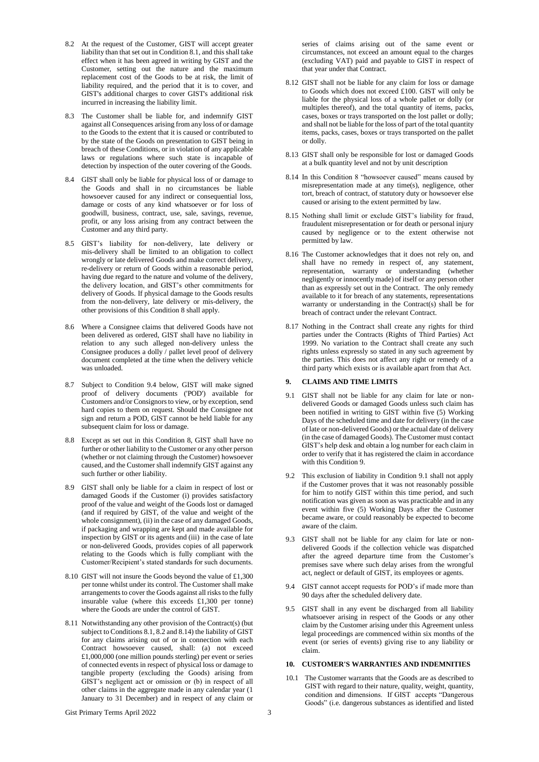8.2 At the request of the Customer, GIST will accept greater liability than that set out in Condition 8.1, and this shall take effect when it has been agreed in writing by GIST and the Customer, setting out the nature and the maximum replacement cost of the Goods to be at risk, the limit of liability required, and the period that it is to cover, and GIST's additional charges to cover GIST's additional risk incurred in increasing the liability limit.

8.3 The Customer shall be liable for, and indemnify GIST against all Consequences arising from any loss of or damage to the Goods to the extent that it is caused or contributed to by the state of the Goods on presentation to GIST being in breach of these Conditions, or in violation of any applicable laws or regulations where such state is incapable of detection by inspection of the outer covering of the Goods.

8.4 GIST shall only be liable for physical loss of or damage to the Goods and shall in no circumstances be liable howsoever caused for any indirect or consequential loss, damage or costs of any kind whatsoever or for loss of goodwill, business, contract, use, sale, savings, revenue, profit, or any loss arising from any contract between the Customer and any third party.

8.5 GIST's liability for non-delivery, late delivery or mis-delivery shall be limited to an obligation to collect wrongly or late delivered Goods and make correct delivery, re-delivery or return of Goods within a reasonable period, having due regard to the nature and volume of the delivery, the delivery location, and GIST's other commitments for delivery of Goods. If physical damage to the Goods results from the non-delivery, late delivery or mis-delivery, the other provisions of this Condition 8 shall apply.

8.6 Where a Consignee claims that delivered Goods have not been delivered as ordered, GIST shall have no liability in relation to any such alleged non-delivery unless the Consignee produces a dolly / pallet level proof of delivery document completed at the time when the delivery vehicle was unloaded.

8.7 Subject to Condition 9.4 below, GIST will make signed proof of delivery documents ('POD') available for Customers and/or Consignors to view, or by exception, send hard copies to them on request. Should the Consignee not sign and return a POD, GIST cannot be held liable for any subsequent claim for loss or damage.

8.8 Except as set out in this Condition 8, GIST shall have no further or other liability to the Customer or any other person (whether or not claiming through the Customer) howsoever caused, and the Customer shall indemnify GIST against any such further or other liability.

8.9 GIST shall only be liable for a claim in respect of lost or damaged Goods if the Customer (i) provides satisfactory proof of the value and weight of the Goods lost or damaged (and if required by GIST, of the value and weight of the whole consignment), (ii) in the case of any damaged Goods, if packaging and wrapping are kept and made available for inspection by GIST or its agents and (iii) in the case of late or non-delivered Goods, provides copies of all paperwork relating to the Goods which is fully compliant with the Customer/Recipient's stated standards for such documents.

8.10 GIST will not insure the Goods beyond the value of £1,300 per tonne whilst under its control. The Customer shall make arrangements to cover the Goods against all risks to the fully insurable value (where this exceeds £1,300 per tonne) where the Goods are under the control of GIST.

8.11 Notwithstanding any other provision of the Contract(s) (but subject to Conditions 8.1, 8.2 and 8.14) the liability of GIST for any claims arising out of or in connection with each Contract howsoever caused, shall: (a) not exceed £1,000,000 (one million pounds sterling) per event or series of connected events in respect of physical loss or damage to tangible property (excluding the Goods) arising from GIST's negligent act or omission or (b) in respect of all other claims in the aggregate made in any calendar year (1 January to 31 December) and in respect of any claim or series of claims arising out of the same event or circumstances, not exceed an amount equal to the charges (excluding VAT) paid and payable to GIST in respect of that year under that Contract.

8.12 GIST shall not be liable for any claim for loss or damage to Goods which does not exceed £100. GIST will only be liable for the physical loss of a whole pallet or dolly (or multiples thereof), and the total quantity of items, packs, cases, boxes or trays transported on the lost pallet or dolly; and shall not be liable for the loss of part of the total quantity items, packs, cases, boxes or trays transported on the pallet or dolly.

8.13 GIST shall only be responsible for lost or damaged Goods at a bulk quantity level and not by unit description

8.14 In this Condition 8 "howsoever caused" means caused by misrepresentation made at any time(s), negligence, other tort, breach of contract, of statutory duty or howsoever else caused or arising to the extent permitted by law.

8.15 Nothing shall limit or exclude GIST's liability for fraud, fraudulent misrepresentation or for death or personal injury caused by negligence or to the extent otherwise not permitted by law.

8.16 The Customer acknowledges that it does not rely on, and shall have no remedy in respect of, any statement, representation, warranty or understanding (whether negligently or innocently made) of itself or any person other than as expressly set out in the Contract. The only remedy available to it for breach of any statements, representations warranty or understanding in the Contract(s) shall be for breach of contract under the relevant Contract.

8.17 Nothing in the Contract shall create any rights for third parties under the Contracts (Rights of Third Parties) Act 1999. No variation to the Contract shall create any such rights unless expressly so stated in any such agreement by the parties. This does not affect any right or remedy of a third party which exists or is available apart from that Act.

## 9. CLAIMS AND TIME LIMITS

9.1 GIST shall not be liable for any claim for late or non-delivered Goods or damaged Goods unless such claim has been notified in writing to GIST within five (5) Working Days of the scheduled time and date for delivery (in the case of late or non-delivered Goods) or the actual date of delivery (in the case of damaged Goods). The Customer must contact GIST's help desk and obtain a log number for each claim in order to verify that it has registered the claim in accordance with this Condition 9.

9.2 This exclusion of liability in Condition 9.1 shall not apply if the Customer proves that it was not reasonably possible for him to notify GIST within this time period, and such notification was given as soon as was practicable and in any event within five (5) Working Days after the Customer became aware, or could reasonably be expected to become aware of the claim.

9.3 GIST shall not be liable for any claim for late or non-delivered Goods if the collection vehicle was dispatched after the agreed departure time from the Customer's premises save where such delay arises from the wrongful act, neglect or default of GIST, its employees or agents.

9.4 GIST cannot accept requests for POD's if made more than 90 days after the scheduled delivery date.

9.5 GIST shall in any event be discharged from all liability whatsoever arising in respect of the Goods or any other claim by the Customer arising under this Agreement unless legal proceedings are commenced within six months of the event (or series of events) giving rise to any liability or claim.

## 10. CUSTOMER'S WARRANTIES AND INDEMNITIES

10.1 The Customer warrants that the Goods are as described to GIST with regard to their nature, quality, weight, quantity, condition and dimensions. If GIST accepts "Dangerous Goods" (i.e. dangerous substances as identified and listed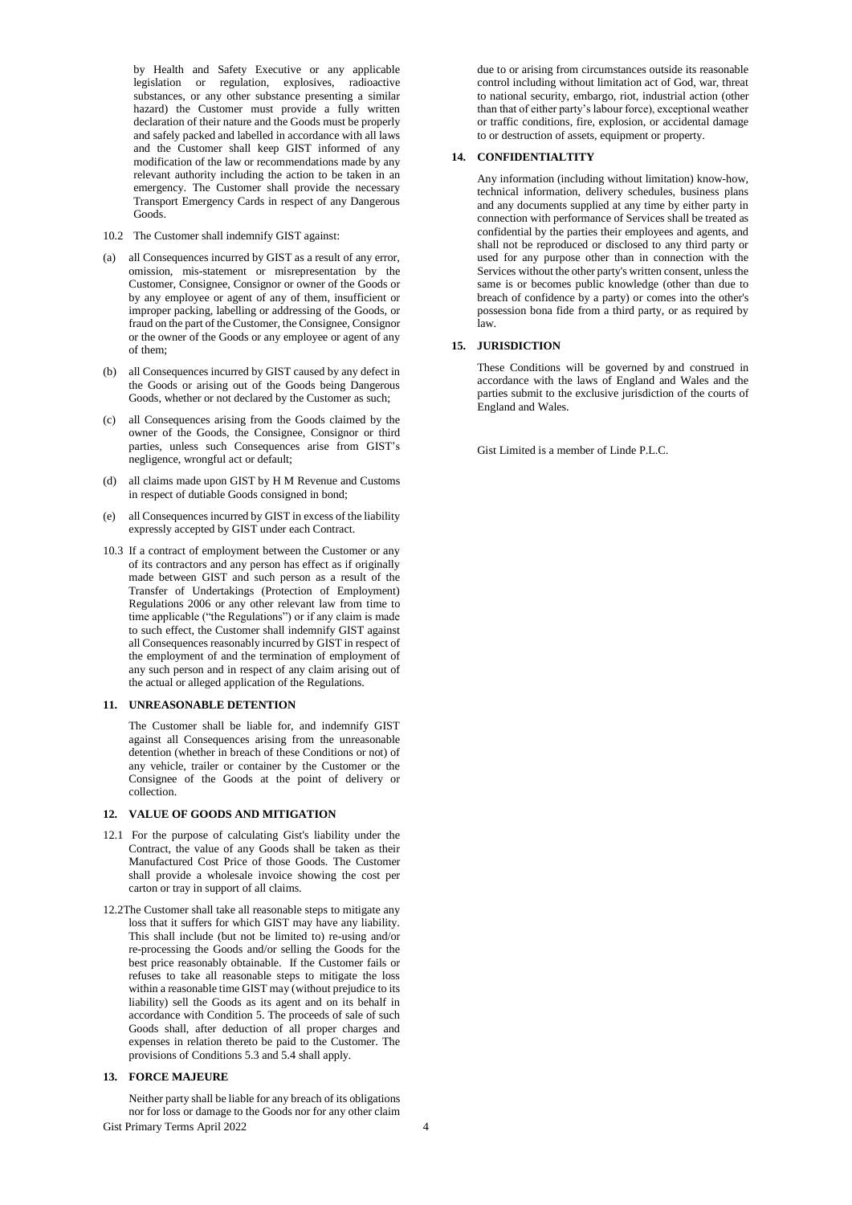by Health and Safety Executive or any applicable legislation or regulation, explosives, radioactive substances, or any other substance presenting a similar hazard) the Customer must provide a fully written declaration of their nature and the Goods must be properly and safely packed and labelled in accordance with all laws and the Customer shall keep GIST informed of any modification of the law or recommendations made by any relevant authority including the action to be taken in an emergency. The Customer shall provide the necessary Transport Emergency Cards in respect of any Dangerous Goods.

10.2 The Customer shall indemnify GIST against:

(a) all Consequences incurred by GIST as a result of any error, omission, mis-statement or misrepresentation by the Customer, Consignee, Consignor or owner of the Goods or by any employee or agent of any of them, insufficient or improper packing, labelling or addressing of the Goods, or fraud on the part of the Customer, the Consignee, Consignor or the owner of the Goods or any employee or agent of any of them;

(b) all Consequences incurred by GIST caused by any defect in the Goods or arising out of the Goods being Dangerous Goods, whether or not declared by the Customer as such;

(c) all Consequences arising from the Goods claimed by the owner of the Goods, the Consignee, Consignor or third parties, unless such Consequences arise from GIST's negligence, wrongful act or default;

(d) all claims made upon GIST by H M Revenue and Customs in respect of dutiable Goods consigned in bond;

(e) all Consequences incurred by GIST in excess of the liability expressly accepted by GIST under each Contract.

10.3 If a contract of employment between the Customer or any of its contractors and any person has effect as if originally made between GIST and such person as a result of the Transfer of Undertakings (Protection of Employment) Regulations 2006 or any other relevant law from time to time applicable ("the Regulations") or if any claim is made to such effect, the Customer shall indemnify GIST against all Consequences reasonably incurred by GIST in respect of the employment of and the termination of employment of any such person and in respect of any claim arising out of the actual or alleged application of the Regulations.

## 11. UNREASONABLE DETENTION

The Customer shall be liable for, and indemnify GIST against all Consequences arising from the unreasonable detention (whether in breach of these Conditions or not) of any vehicle, trailer or container by the Customer or the Consignee of the Goods at the point of delivery or collection.

## 12. VALUE OF GOODS AND MITIGATION

12.1 For the purpose of calculating Gist's liability under the Contract, the value of any Goods shall be taken as their Manufactured Cost Price of those Goods. The Customer shall provide a wholesale invoice showing the cost per carton or tray in support of all claims.

12.2 The Customer shall take all reasonable steps to mitigate any loss that it suffers for which GIST may have any liability. This shall include (but not be limited to) re-using and/or re-processing the Goods and/or selling the Goods for the best price reasonably obtainable. If the Customer fails or refuses to take all reasonable steps to mitigate the loss within a reasonable time GIST may (without prejudice to its liability) sell the Goods as its agent and on its behalf in accordance with Condition 5. The proceeds of sale of such Goods shall, after deduction of all proper charges and expenses in relation thereto be paid to the Customer. The provisions of Conditions 5.3 and 5.4 shall apply.

## 13. FORCE MAJEURE

Neither party shall be liable for any breach of its obligations nor for loss or damage to the Goods nor for any other claim due to or arising from circumstances outside its reasonable control including without limitation act of God, war, threat to national security, embargo, riot, industrial action (other than that of either party's labour force), exceptional weather or traffic conditions, fire, explosion, or accidental damage to or destruction of assets, equipment or property.

## 14. CONFIDENTIALTITY

Any information (including without limitation) know-how, technical information, delivery schedules, business plans and any documents supplied at any time by either party in connection with performance of Services shall be treated as confidential by the parties their employees and agents, and shall not be reproduced or disclosed to any third party or used for any purpose other than in connection with the Services without the other party's written consent, unless the same is or becomes public knowledge (other than due to breach of confidence by a party) or comes into the other's possession bona fide from a third party, or as required by law.

## 15. JURISDICTION

These Conditions will be governed by and construed in accordance with the laws of England and Wales and the parties submit to the exclusive jurisdiction of the courts of England and Wales.

Gist Limited is a member of Linde P.L.C.